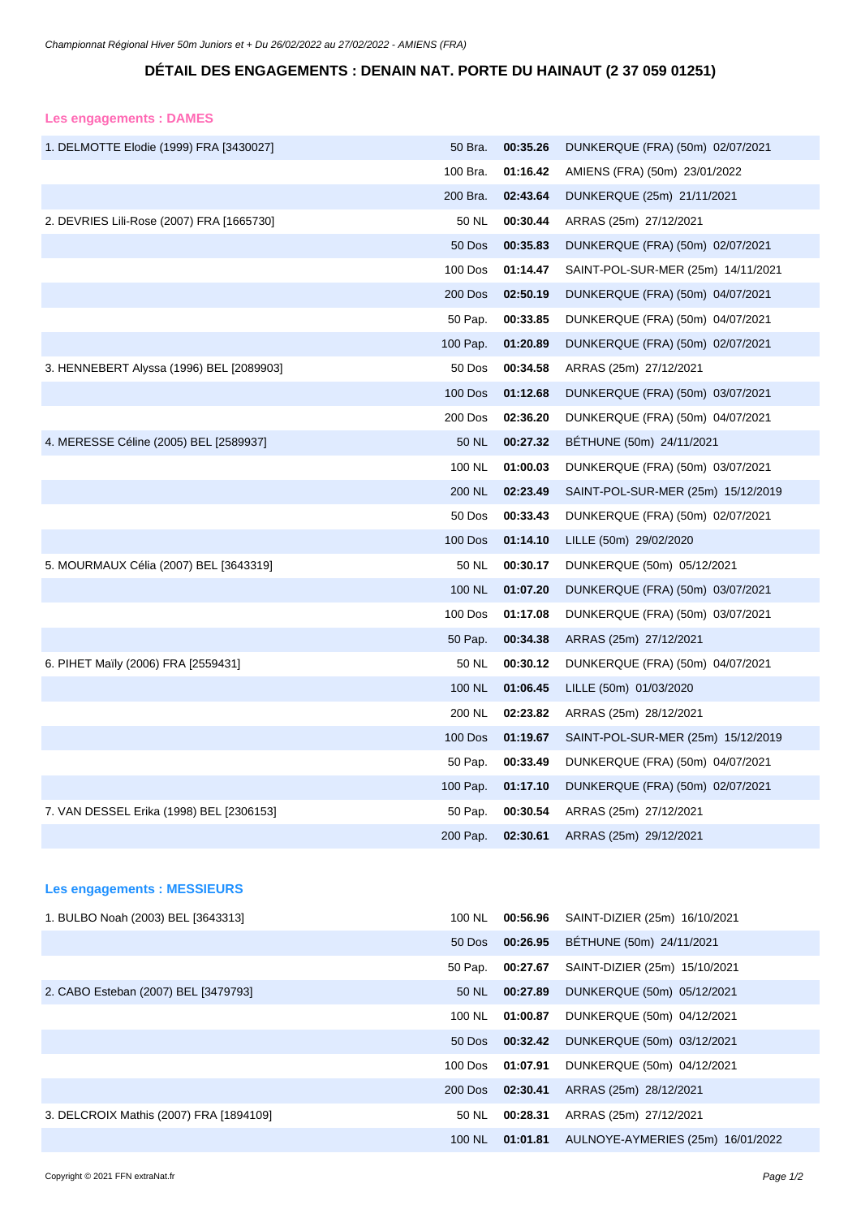Championnat Régional Hiver 50m Juniors et + Du 26/02/2022 au 27/02/2022 - AMIENS (FRA)

# DÉTAIL DES ENGAGEMENTS : DENAIN NAT. PORTE DU HAINAUT (2 37 059 01251)

## Les engagements : DAMES

| Nageur | Épreuve | Temps | Lieu / Date |
|---|---|---|---|
| 1. DELMOTTE Elodie (1999) FRA [3430027] | 50 Bra. | **00:35.26** | DUNKERQUE (FRA) (50m) 02/07/2021 |
| | 100 Bra. | **01:16.42** | AMIENS (FRA) (50m) 23/01/2022 |
| | 200 Bra. | **02:43.64** | DUNKERQUE (25m) 21/11/2021 |
| 2. DEVRIES Lili-Rose (2007) FRA [1665730] | 50 NL | **00:30.44** | ARRAS (25m) 27/12/2021 |
| | 50 Dos | **00:35.83** | DUNKERQUE (FRA) (50m) 02/07/2021 |
| | 100 Dos | **01:14.47** | SAINT-POL-SUR-MER (25m) 14/11/2021 |
| | 200 Dos | **02:50.19** | DUNKERQUE (FRA) (50m) 04/07/2021 |
| | 50 Pap. | **00:33.85** | DUNKERQUE (FRA) (50m) 04/07/2021 |
| | 100 Pap. | **01:20.89** | DUNKERQUE (FRA) (50m) 02/07/2021 |
| 3. HENNEBERT Alyssa (1996) BEL [2089903] | 50 Dos | **00:34.58** | ARRAS (25m) 27/12/2021 |
| | 100 Dos | **01:12.68** | DUNKERQUE (FRA) (50m) 03/07/2021 |
| | 200 Dos | **02:36.20** | DUNKERQUE (FRA) (50m) 04/07/2021 |
| 4. MERESSE Céline (2005) BEL [2589937] | 50 NL | **00:27.32** | BÉTHUNE (50m) 24/11/2021 |
| | 100 NL | **01:00.03** | DUNKERQUE (FRA) (50m) 03/07/2021 |
| | 200 NL | **02:23.49** | SAINT-POL-SUR-MER (25m) 15/12/2019 |
| | 50 Dos | **00:33.43** | DUNKERQUE (FRA) (50m) 02/07/2021 |
| | 100 Dos | **01:14.10** | LILLE (50m) 29/02/2020 |
| 5. MOURMAUX Célia (2007) BEL [3643319] | 50 NL | **00:30.17** | DUNKERQUE (50m) 05/12/2021 |
| | 100 NL | **01:07.20** | DUNKERQUE (FRA) (50m) 03/07/2021 |
| | 100 Dos | **01:17.08** | DUNKERQUE (FRA) (50m) 03/07/2021 |
| | 50 Pap. | **00:34.38** | ARRAS (25m) 27/12/2021 |
| 6. PIHET Maïly (2006) FRA [2559431] | 50 NL | **00:30.12** | DUNKERQUE (FRA) (50m) 04/07/2021 |
| | 100 NL | **01:06.45** | LILLE (50m) 01/03/2020 |
| | 200 NL | **02:23.82** | ARRAS (25m) 28/12/2021 |
| | 100 Dos | **01:19.67** | SAINT-POL-SUR-MER (25m) 15/12/2019 |
| | 50 Pap. | **00:33.49** | DUNKERQUE (FRA) (50m) 04/07/2021 |
| | 100 Pap. | **01:17.10** | DUNKERQUE (FRA) (50m) 02/07/2021 |
| 7. VAN DESSEL Erika (1998) BEL [2306153] | 50 Pap. | **00:30.54** | ARRAS (25m) 27/12/2021 |
| | 200 Pap. | **02:30.61** | ARRAS (25m) 29/12/2021 |

## Les engagements : MESSIEURS

| Nageur | Épreuve | Temps | Lieu / Date |
|---|---|---|---|
| 1. BULBO Noah (2003) BEL [3643313] | 100 NL | **00:56.96** | SAINT-DIZIER (25m) 16/10/2021 |
| | 50 Dos | **00:26.95** | BÉTHUNE (50m) 24/11/2021 |
| | 50 Pap. | **00:27.67** | SAINT-DIZIER (25m) 15/10/2021 |
| 2. CABO Esteban (2007) BEL [3479793] | 50 NL | **00:27.89** | DUNKERQUE (50m) 05/12/2021 |
| | 100 NL | **01:00.87** | DUNKERQUE (50m) 04/12/2021 |
| | 50 Dos | **00:32.42** | DUNKERQUE (50m) 03/12/2021 |
| | 100 Dos | **01:07.91** | DUNKERQUE (50m) 04/12/2021 |
| | 200 Dos | **02:30.41** | ARRAS (25m) 28/12/2021 |
| 3. DELCROIX Mathis (2007) FRA [1894109] | 50 NL | **00:28.31** | ARRAS (25m) 27/12/2021 |
| | 100 NL | **01:01.81** | AULNOYE-AYMERIES (25m) 16/01/2022 |

Copyright © 2021 FFN extraNat.fr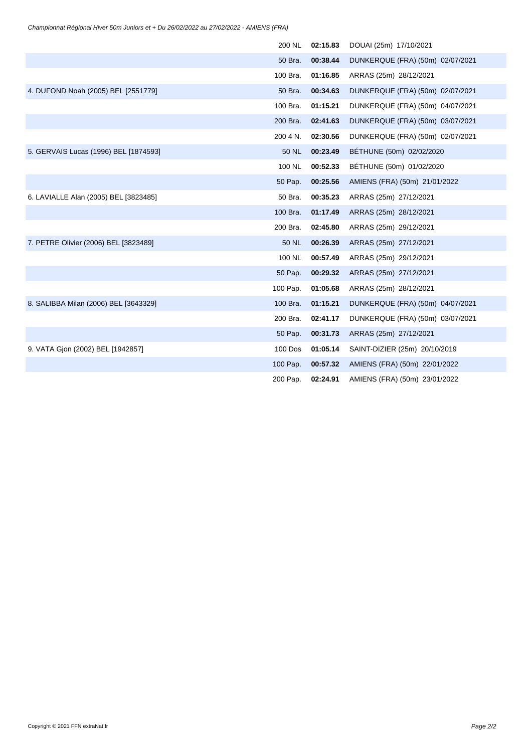| | | | |
|---|---|---|---|
| | 200 NL | **02:15.83** | DOUAI (25m) 17/10/2021 |
| | 50 Bra. | **00:38.44** | DUNKERQUE (FRA) (50m) 02/07/2021 |
| | 100 Bra. | **01:16.85** | ARRAS (25m) 28/12/2021 |
| 4. DUFOND Noah (2005) BEL [2551779] | 50 Bra. | **00:34.63** | DUNKERQUE (FRA) (50m) 02/07/2021 |
| | 100 Bra. | **01:15.21** | DUNKERQUE (FRA) (50m) 04/07/2021 |
| | 200 Bra. | **02:41.63** | DUNKERQUE (FRA) (50m) 03/07/2021 |
| | 200 4 N. | **02:30.56** | DUNKERQUE (FRA) (50m) 02/07/2021 |
| 5. GERVAIS Lucas (1996) BEL [1874593] | 50 NL | **00:23.49** | BÉTHUNE (50m) 02/02/2020 |
| | 100 NL | **00:52.33** | BÉTHUNE (50m) 01/02/2020 |
| | 50 Pap. | **00:25.56** | AMIENS (FRA) (50m) 21/01/2022 |
| 6. LAVIALLE Alan (2005) BEL [3823485] | 50 Bra. | **00:35.23** | ARRAS (25m) 27/12/2021 |
| | 100 Bra. | **01:17.49** | ARRAS (25m) 28/12/2021 |
| | 200 Bra. | **02:45.80** | ARRAS (25m) 29/12/2021 |
| 7. PETRE Olivier (2006) BEL [3823489] | 50 NL | **00:26.39** | ARRAS (25m) 27/12/2021 |
| | 100 NL | **00:57.49** | ARRAS (25m) 29/12/2021 |
| | 50 Pap. | **00:29.32** | ARRAS (25m) 27/12/2021 |
| | 100 Pap. | **01:05.68** | ARRAS (25m) 28/12/2021 |
| 8. SALIBBA Milan (2006) BEL [3643329] | 100 Bra. | **01:15.21** | DUNKERQUE (FRA) (50m) 04/07/2021 |
| | 200 Bra. | **02:41.17** | DUNKERQUE (FRA) (50m) 03/07/2021 |
| | 50 Pap. | **00:31.73** | ARRAS (25m) 27/12/2021 |
| 9. VATA Gjon (2002) BEL [1942857] | 100 Dos | **01:05.14** | SAINT-DIZIER (25m) 20/10/2019 |
| | 100 Pap. | **00:57.32** | AMIENS (FRA) (50m) 22/01/2022 |
| | 200 Pap. | **02:24.91** | AMIENS (FRA) (50m) 23/01/2022 |